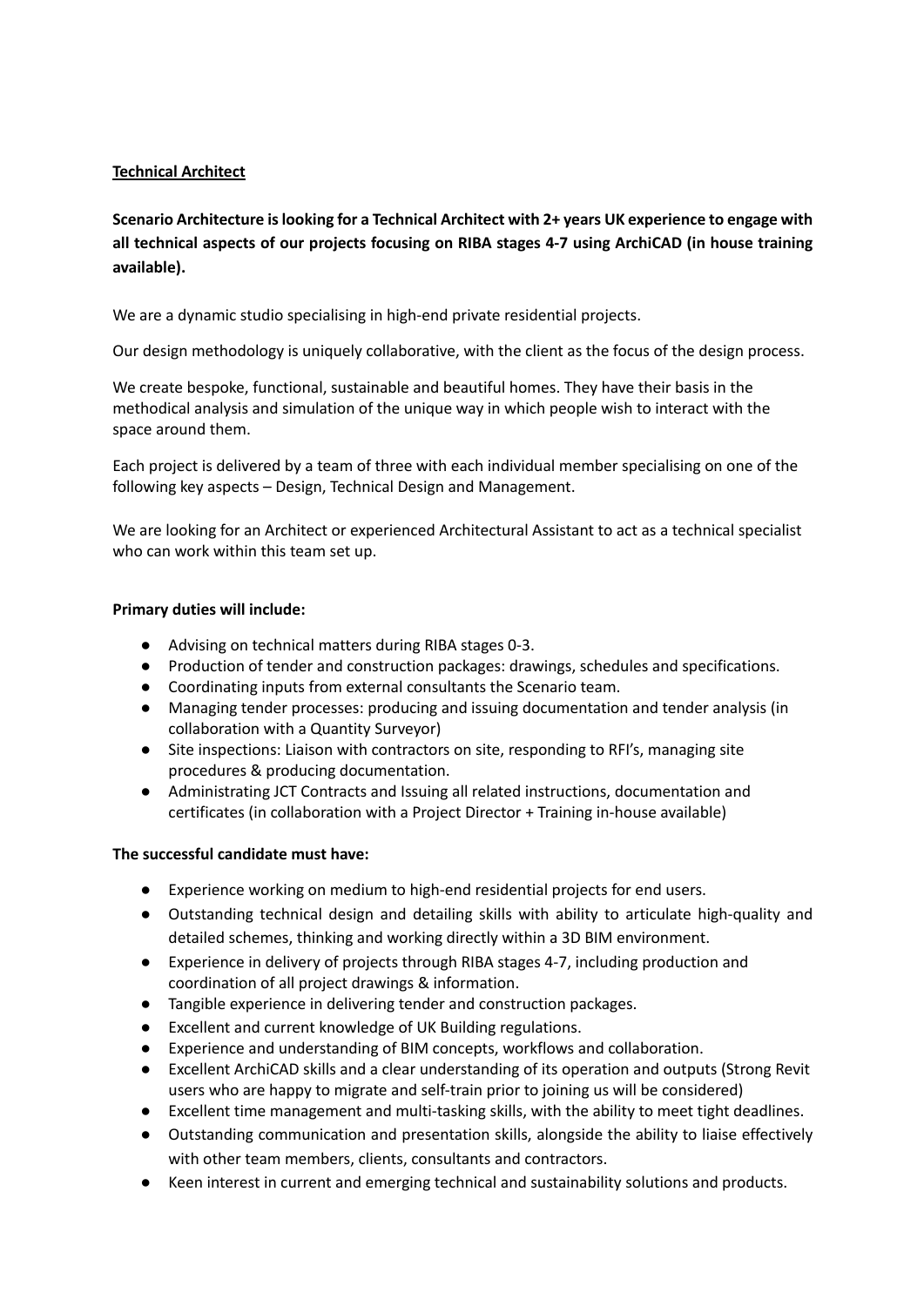**<u>Technical Architect</u>**

**Scenario Architecture is looking for a Technical Architect with 2+ years UK experience to engage with all technical aspects of our projects focusing on RIBA stages 4-7 using ArchiCAD (in house training available).**

We are a dynamic studio specialising in high-end private residential projects.

Our design methodology is uniquely collaborative, with the client as the focus of the design process.

We create bespoke, functional, sustainable and beautiful homes. They have their basis in the methodical analysis and simulation of the unique way in which people wish to interact with the space around them.

Each project is delivered by a team of three with each individual member specialising on one of the following key aspects – Design, Technical Design and Management.

We are looking for an Architect or experienced Architectural Assistant to act as a technical specialist who can work within this team set up.

**Primary duties will include:**

- Advising on technical matters during RIBA stages 0-3.
- Production of tender and construction packages: drawings, schedules and specifications.
- Coordinating inputs from external consultants the Scenario team.
- Managing tender processes: producing and issuing documentation and tender analysis (in collaboration with a Quantity Surveyor)
- Site inspections: Liaison with contractors on site, responding to RFI's, managing site procedures & producing documentation.
- Administrating JCT Contracts and Issuing all related instructions, documentation and certificates (in collaboration with a Project Director + Training in-house available)

**The successful candidate must have:**

- Experience working on medium to high-end residential projects for end users.
- Outstanding technical design and detailing skills with ability to articulate high-quality and detailed schemes, thinking and working directly within a 3D BIM environment.
- Experience in delivery of projects through RIBA stages 4-7, including production and coordination of all project drawings & information.
- Tangible experience in delivering tender and construction packages.
- Excellent and current knowledge of UK Building regulations.
- Experience and understanding of BIM concepts, workflows and collaboration.
- Excellent ArchiCAD skills and a clear understanding of its operation and outputs (Strong Revit users who are happy to migrate and self-train prior to joining us will be considered)
- Excellent time management and multi-tasking skills, with the ability to meet tight deadlines.
- Outstanding communication and presentation skills, alongside the ability to liaise effectively with other team members, clients, consultants and contractors.
- Keen interest in current and emerging technical and sustainability solutions and products.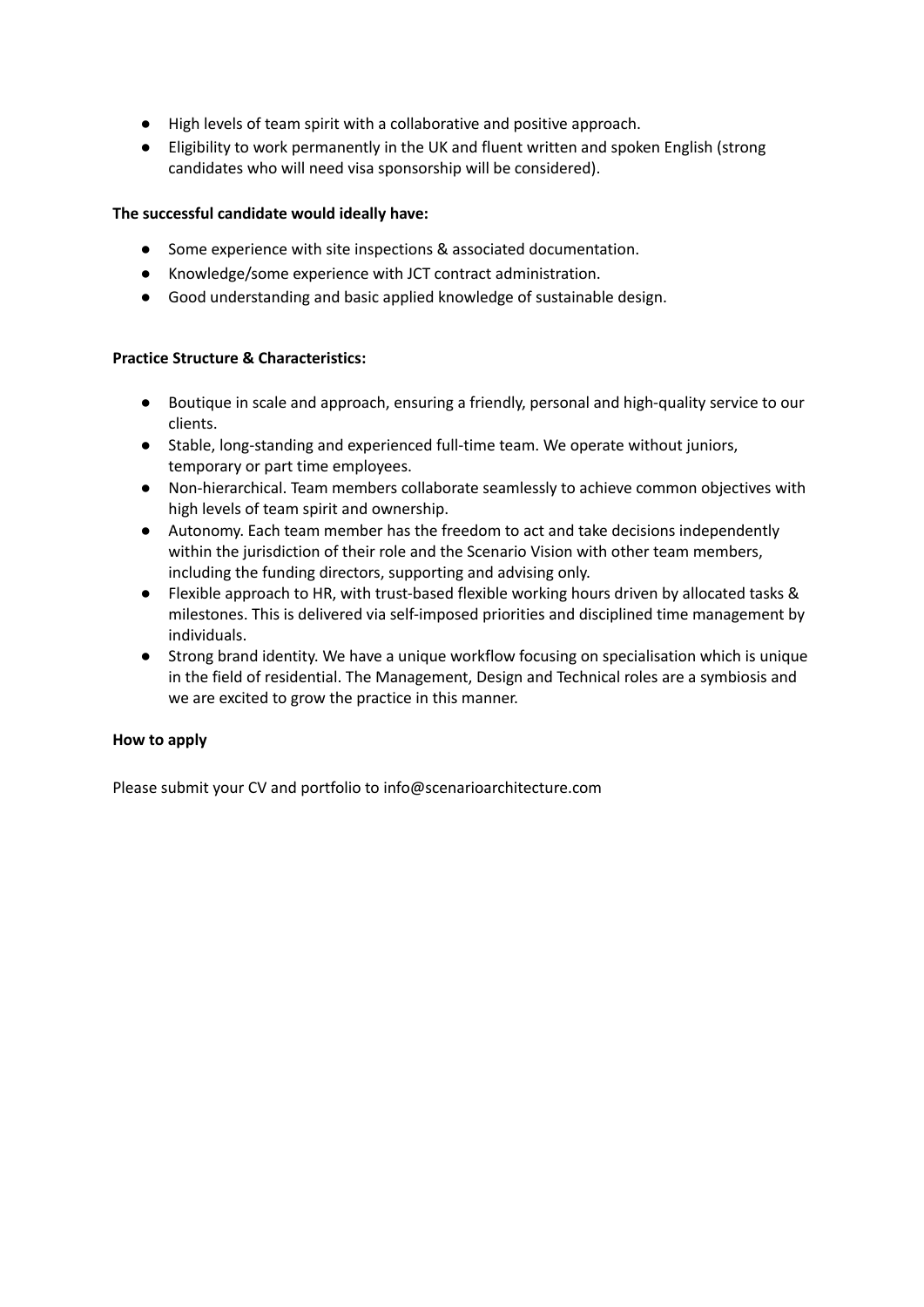- High levels of team spirit with a collaborative and positive approach.
- Eligibility to work permanently in the UK and fluent written and spoken English (strong candidates who will need visa sponsorship will be considered).

**The successful candidate would ideally have:**

- Some experience with site inspections & associated documentation.
- Knowledge/some experience with JCT contract administration.
- Good understanding and basic applied knowledge of sustainable design.

**Practice Structure & Characteristics:**

- Boutique in scale and approach, ensuring a friendly, personal and high-quality service to our clients.
- Stable, long-standing and experienced full-time team. We operate without juniors, temporary or part time employees.
- Non-hierarchical. Team members collaborate seamlessly to achieve common objectives with high levels of team spirit and ownership.
- Autonomy. Each team member has the freedom to act and take decisions independently within the jurisdiction of their role and the Scenario Vision with other team members, including the funding directors, supporting and advising only.
- Flexible approach to HR, with trust-based flexible working hours driven by allocated tasks & milestones. This is delivered via self-imposed priorities and disciplined time management by individuals.
- Strong brand identity. We have a unique workflow focusing on specialisation which is unique in the field of residential. The Management, Design and Technical roles are a symbiosis and we are excited to grow the practice in this manner.

**How to apply**

Please submit your CV and portfolio to info@scenarioarchitecture.com